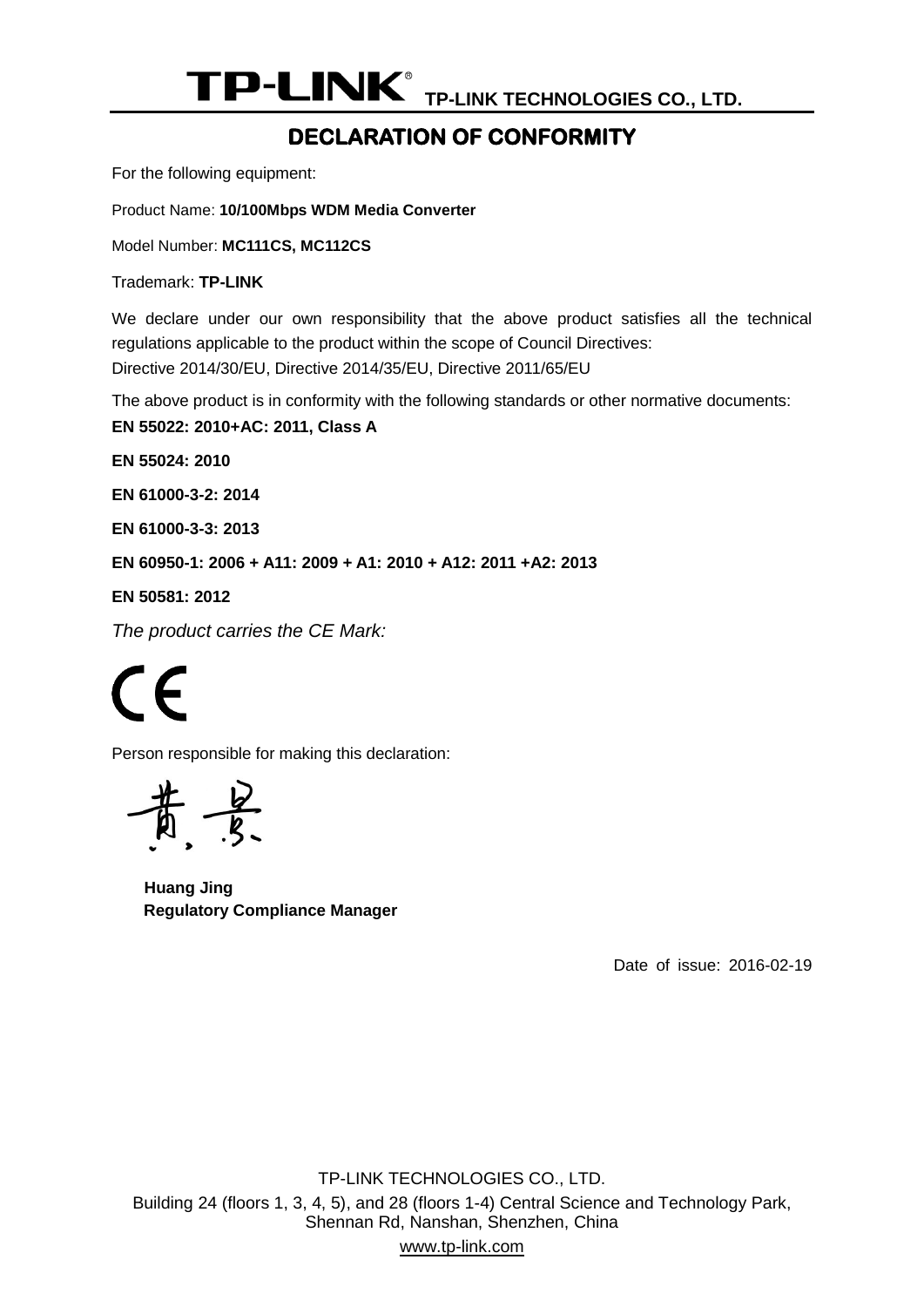TP-LINK® TP-LINK TECHNOLOGIES CO., LTD.

# DECLARATION OF CONFORMITY

For the following equipment:

Product Name: **10/100Mbps WDM Media Converter**

Model Number: **MC111CS, MC112CS**

Trademark: **TP-LINK**

We declare under our own responsibility that the above product satisfies all the technical regulations applicable to the product within the scope of Council Directives:
Directive 2014/30/EU, Directive 2014/35/EU, Directive 2011/65/EU

The above product is in conformity with the following standards or other normative documents:

**EN 55022: 2010+AC: 2011, Class A**

**EN 55024: 2010**

**EN 61000-3-2: 2014**

**EN 61000-3-3: 2013**

**EN 60950-1: 2006 + A11: 2009 + A1: 2010 + A12: 2011 +A2: 2013**

**EN 50581: 2012**

*The product carries the CE Mark:*

CE

Person responsible for making this declaration:

黄景

**Huang Jing**
**Regulatory Compliance Manager**

Date of issue: 2016-02-19

TP-LINK TECHNOLOGIES CO., LTD.
Building 24 (floors 1, 3, 4, 5), and 28 (floors 1-4) Central Science and Technology Park, Shennan Rd, Nanshan, Shenzhen, China
www.tp-link.com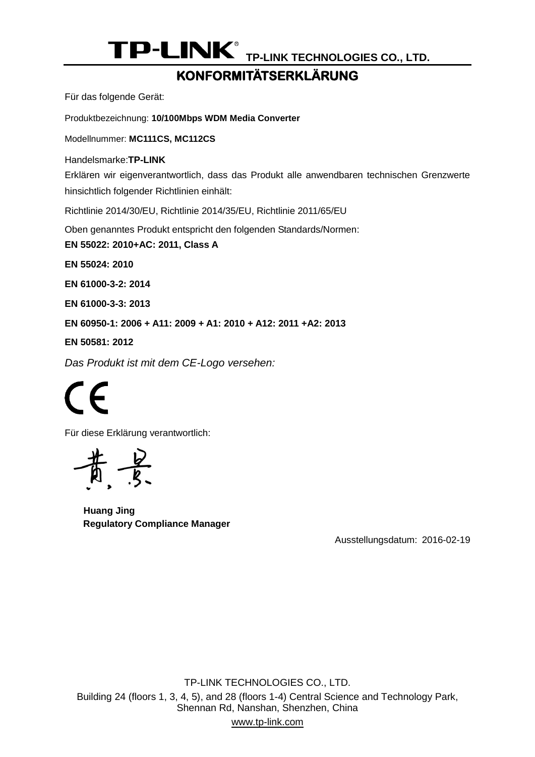**TP-LINK TECHNOLOGIES CO., LTD.**

# KONFORMITÄTSERKLÄRUNG

Für das folgende Gerät:

Produktbezeichnung: **10/100Mbps WDM Media Converter**

Modellnummer: **MC111CS, MC112CS**

Handelsmarke:**TP-LINK**

Erklären wir eigenverantwortlich, dass das Produkt alle anwendbaren technischen Grenzwerte hinsichtlich folgender Richtlinien einhält:

Richtlinie 2014/30/EU, Richtlinie 2014/35/EU, Richtlinie 2011/65/EU

Oben genanntes Produkt entspricht den folgenden Standards/Normen:

**EN 55022: 2010+AC: 2011, Class A**

**EN 55024: 2010**

**EN 61000-3-2: 2014**

**EN 61000-3-3: 2013**

**EN 60950-1: 2006 + A11: 2009 + A1: 2010 + A12: 2011 +A2: 2013**

**EN 50581: 2012**

*Das Produkt ist mit dem CE-Logo versehen:*

CE

Für diese Erklärung verantwortlich:

**Huang Jing**
**Regulatory Compliance Manager**

Ausstellungsdatum: 2016-02-19

TP-LINK TECHNOLOGIES CO., LTD.
Building 24 (floors 1, 3, 4, 5), and 28 (floors 1-4) Central Science and Technology Park, Shennan Rd, Nanshan, Shenzhen, China
www.tp-link.com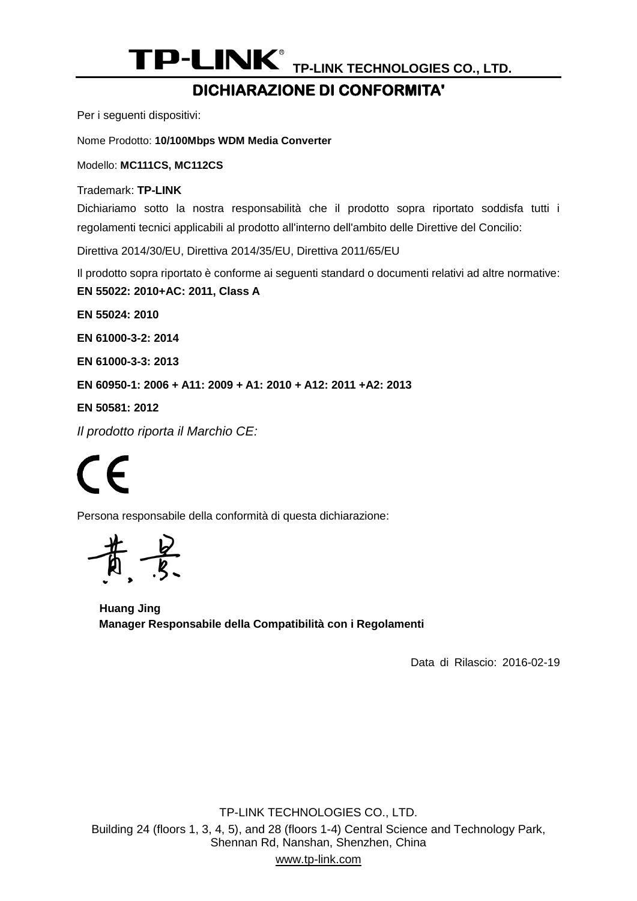**TP-LINK® TP-LINK TECHNOLOGIES CO., LTD.**

# DICHIARAZIONE DI CONFORMITA'

Per i seguenti dispositivi:

Nome Prodotto: **10/100Mbps WDM Media Converter**

Modello: **MC111CS, MC112CS**

Trademark: **TP-LINK**

Dichiariamo sotto la nostra responsabilità che il prodotto sopra riportato soddisfa tutti i regolamenti tecnici applicabili al prodotto all'interno dell'ambito delle Direttive del Concilio:

Direttiva 2014/30/EU, Direttiva 2014/35/EU, Direttiva 2011/65/EU

Il prodotto sopra riportato è conforme ai seguenti standard o documenti relativi ad altre normative:

**EN 55022: 2010+AC: 2011, Class A**

**EN 55024: 2010**

**EN 61000-3-2: 2014**

**EN 61000-3-3: 2013**

**EN 60950-1: 2006 + A11: 2009 + A1: 2010 + A12: 2011 +A2: 2013**

**EN 50581: 2012**

*Il prodotto riporta il Marchio CE:*

CE

Persona responsabile della conformità di questa dichiarazione:

**Huang Jing**
**Manager Responsabile della Compatibilità con i Regolamenti**

Data di Rilascio: 2016-02-19

TP-LINK TECHNOLOGIES CO., LTD.
Building 24 (floors 1, 3, 4, 5), and 28 (floors 1-4) Central Science and Technology Park, Shennan Rd, Nanshan, Shenzhen, China
www.tp-link.com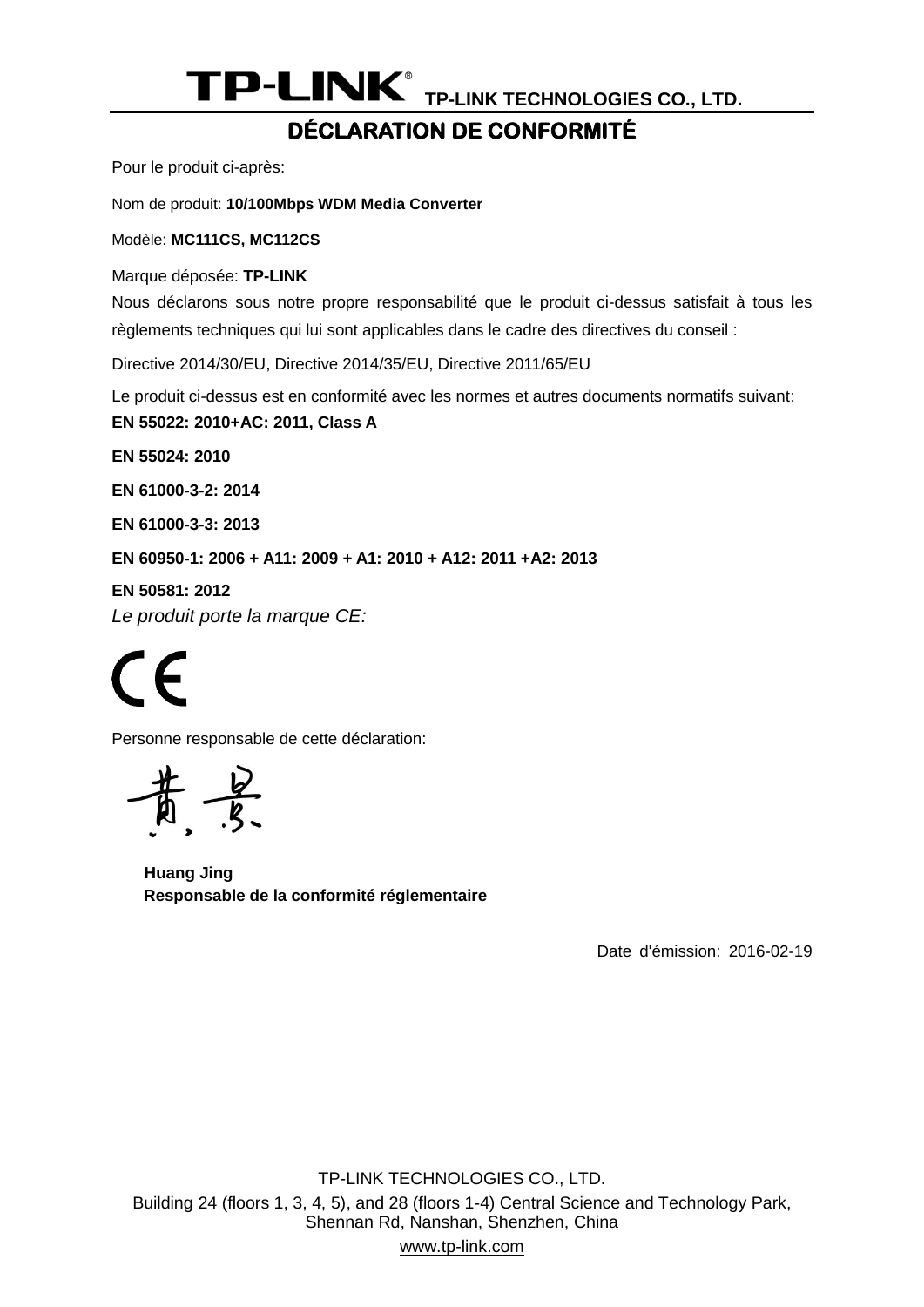**TP-LINK TECHNOLOGIES CO., LTD.**

# DÉCLARATION DE CONFORMITÉ

Pour le produit ci-après:

Nom de produit: **10/100Mbps WDM Media Converter**

Modèle: **MC111CS, MC112CS**

Marque déposée: **TP-LINK**

Nous déclarons sous notre propre responsabilité que le produit ci-dessus satisfait à tous les règlements techniques qui lui sont applicables dans le cadre des directives du conseil :

Directive 2014/30/EU, Directive 2014/35/EU, Directive 2011/65/EU

Le produit ci-dessus est en conformité avec les normes et autres documents normatifs suivant:

**EN 55022: 2010+AC: 2011, Class A**

**EN 55024: 2010**

**EN 61000-3-2: 2014**

**EN 61000-3-3: 2013**

**EN 60950-1: 2006 + A11: 2009 + A1: 2010 + A12: 2011 +A2: 2013**

**EN 50581: 2012**

*Le produit porte la marque CE:*

CE

Personne responsable de cette déclaration:

黄景

**Huang Jing**
**Responsable de la conformité réglementaire**

Date d'émission: 2016-02-19

TP-LINK TECHNOLOGIES CO., LTD.

Building 24 (floors 1, 3, 4, 5), and 28 (floors 1-4) Central Science and Technology Park, Shennan Rd, Nanshan, Shenzhen, China

www.tp-link.com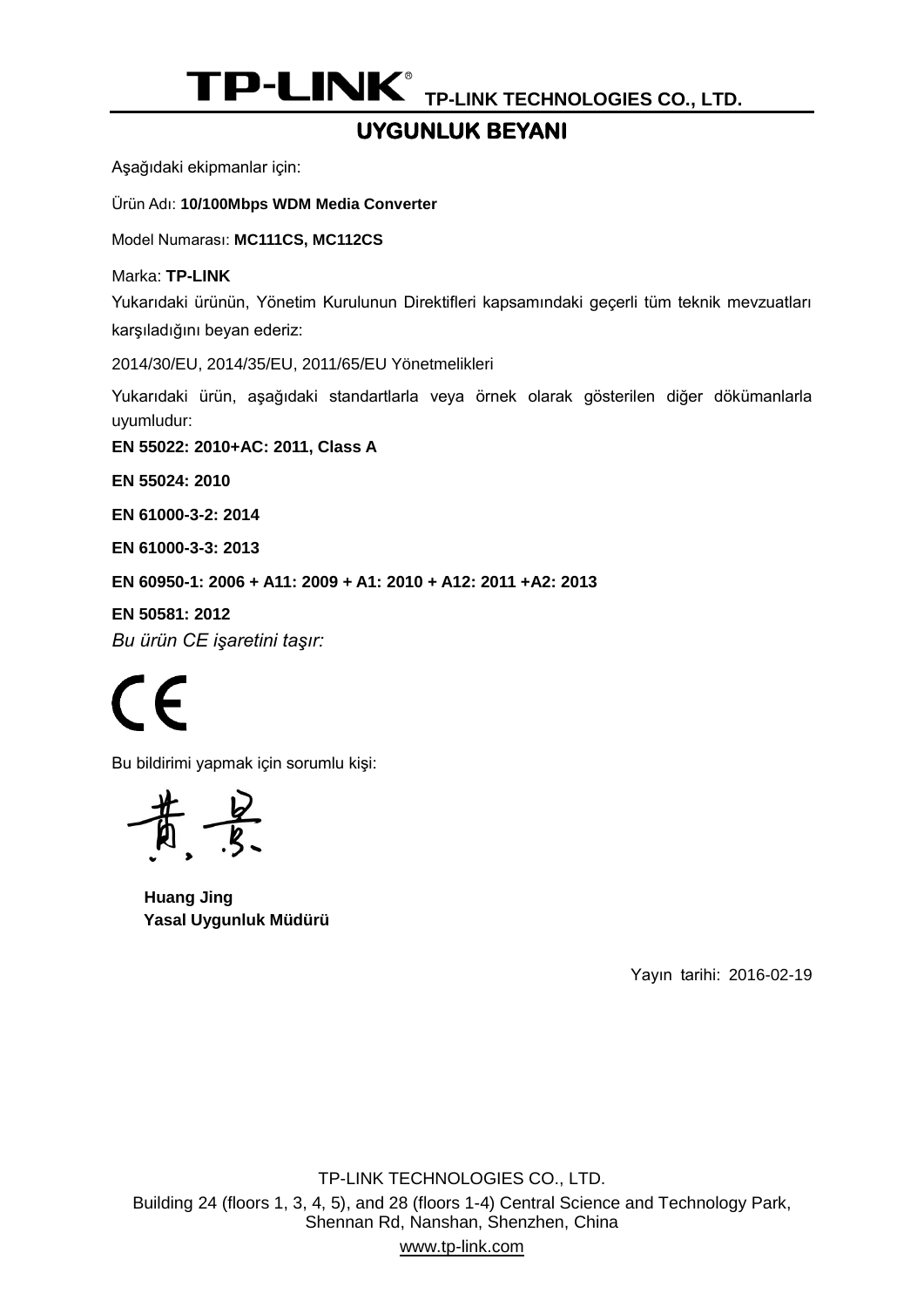**TP-LINK® TP-LINK TECHNOLOGIES CO., LTD.**

# UYGUNLUK BEYANI

Aşağıdaki ekipmanlar için:

Ürün Adı: **10/100Mbps WDM Media Converter**

Model Numarası: **MC111CS, MC112CS**

Marka: **TP-LINK**

Yukarıdaki ürünün, Yönetim Kurulunun Direktifleri kapsamındaki geçerli tüm teknik mevzuatları karşıladığını beyan ederiz:

2014/30/EU, 2014/35/EU, 2011/65/EU Yönetmelikleri

Yukarıdaki ürün, aşağıdaki standartlarla veya örnek olarak gösterilen diğer dökümanlarla uyumludur:

**EN 55022: 2010+AC: 2011, Class A**

**EN 55024: 2010**

**EN 61000-3-2: 2014**

**EN 61000-3-3: 2013**

**EN 60950-1: 2006 + A11: 2009 + A1: 2010 + A12: 2011 +A2: 2013**

**EN 50581: 2012**

*Bu ürün CE işaretini taşır:*

CE

Bu bildirimi yapmak için sorumlu kişi:

**Huang Jing**
**Yasal Uygunluk Müdürü**

Yayın tarihi: 2016-02-19

TP-LINK TECHNOLOGIES CO., LTD.
Building 24 (floors 1, 3, 4, 5), and 28 (floors 1-4) Central Science and Technology Park, Shennan Rd, Nanshan, Shenzhen, China
www.tp-link.com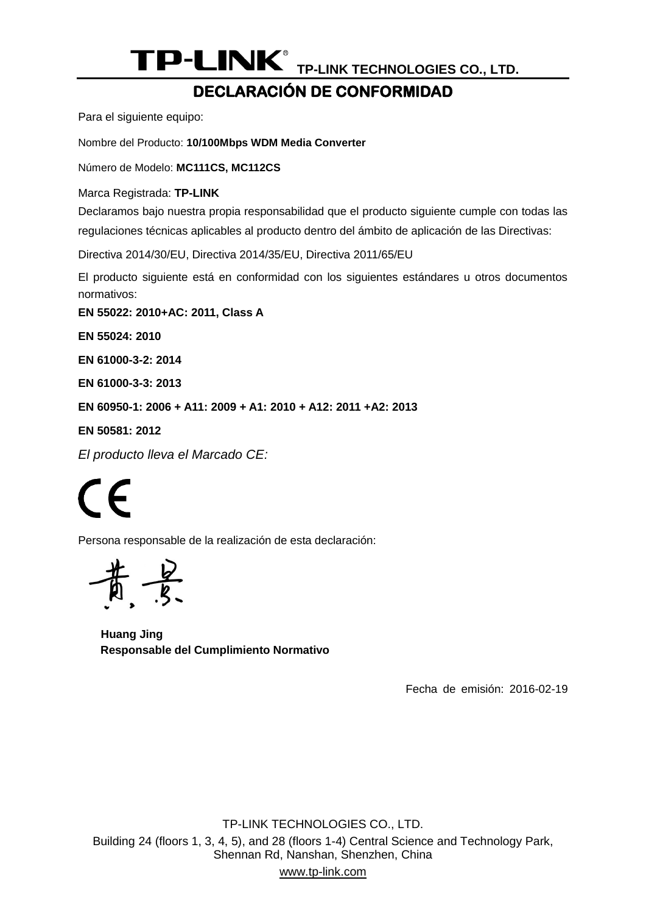**TP-LINK TECHNOLOGIES CO., LTD.**

# DECLARACIÓN DE CONFORMIDAD

Para el siguiente equipo:

Nombre del Producto: **10/100Mbps WDM Media Converter**

Número de Modelo: **MC111CS, MC112CS**

Marca Registrada: **TP-LINK**

Declaramos bajo nuestra propia responsabilidad que el producto siguiente cumple con todas las regulaciones técnicas aplicables al producto dentro del ámbito de aplicación de las Directivas:

Directiva 2014/30/EU, Directiva 2014/35/EU, Directiva 2011/65/EU

El producto siguiente está en conformidad con los siguientes estándares u otros documentos normativos:

**EN 55022: 2010+AC: 2011, Class A**

**EN 55024: 2010**

**EN 61000-3-2: 2014**

**EN 61000-3-3: 2013**

**EN 60950-1: 2006 + A11: 2009 + A1: 2010 + A12: 2011 +A2: 2013**

**EN 50581: 2012**

*El producto lleva el Marcado CE:*

CE

Persona responsable de la realización de esta declaración:

黄景

**Huang Jing**
**Responsable del Cumplimiento Normativo**

Fecha de emisión: 2016-02-19

TP-LINK TECHNOLOGIES CO., LTD.
Building 24 (floors 1, 3, 4, 5), and 28 (floors 1-4) Central Science and Technology Park, Shennan Rd, Nanshan, Shenzhen, China
www.tp-link.com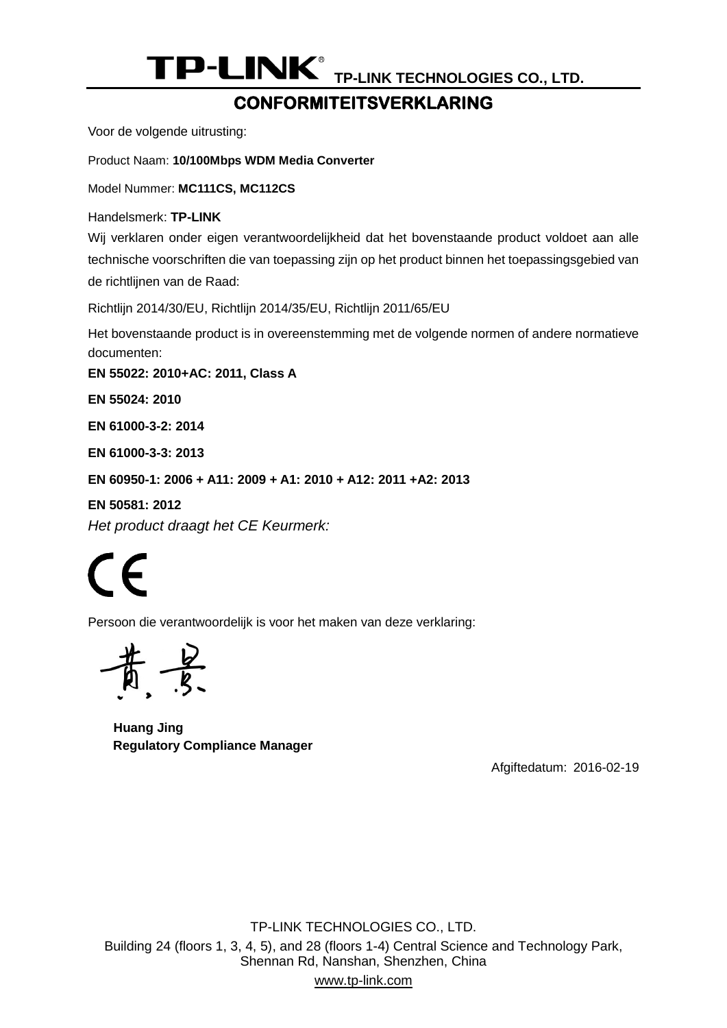**TP-LINK** TP-LINK TECHNOLOGIES CO., LTD.

# CONFORMITEITSVERKLARING

Voor de volgende uitrusting:

Product Naam: **10/100Mbps WDM Media Converter**

Model Nummer: **MC111CS, MC112CS**

Handelsmerk: **TP-LINK**

Wij verklaren onder eigen verantwoordelijkheid dat het bovenstaande product voldoet aan alle technische voorschriften die van toepassing zijn op het product binnen het toepassingsgebied van de richtlijnen van de Raad:

Richtlijn 2014/30/EU, Richtlijn 2014/35/EU, Richtlijn 2011/65/EU

Het bovenstaande product is in overeenstemming met de volgende normen of andere normatieve documenten:

**EN 55022: 2010+AC: 2011, Class A**

**EN 55024: 2010**

**EN 61000-3-2: 2014**

**EN 61000-3-3: 2013**

**EN 60950-1: 2006 + A11: 2009 + A1: 2010 + A12: 2011 +A2: 2013**

**EN 50581: 2012**

*Het product draagt het CE Keurmerk:*

CE

Persoon die verantwoordelijk is voor het maken van deze verklaring:

**Huang Jing**
**Regulatory Compliance Manager**

Afgiftedatum: 2016-02-19

TP-LINK TECHNOLOGIES CO., LTD.
Building 24 (floors 1, 3, 4, 5), and 28 (floors 1-4) Central Science and Technology Park, Shennan Rd, Nanshan, Shenzhen, China
www.tp-link.com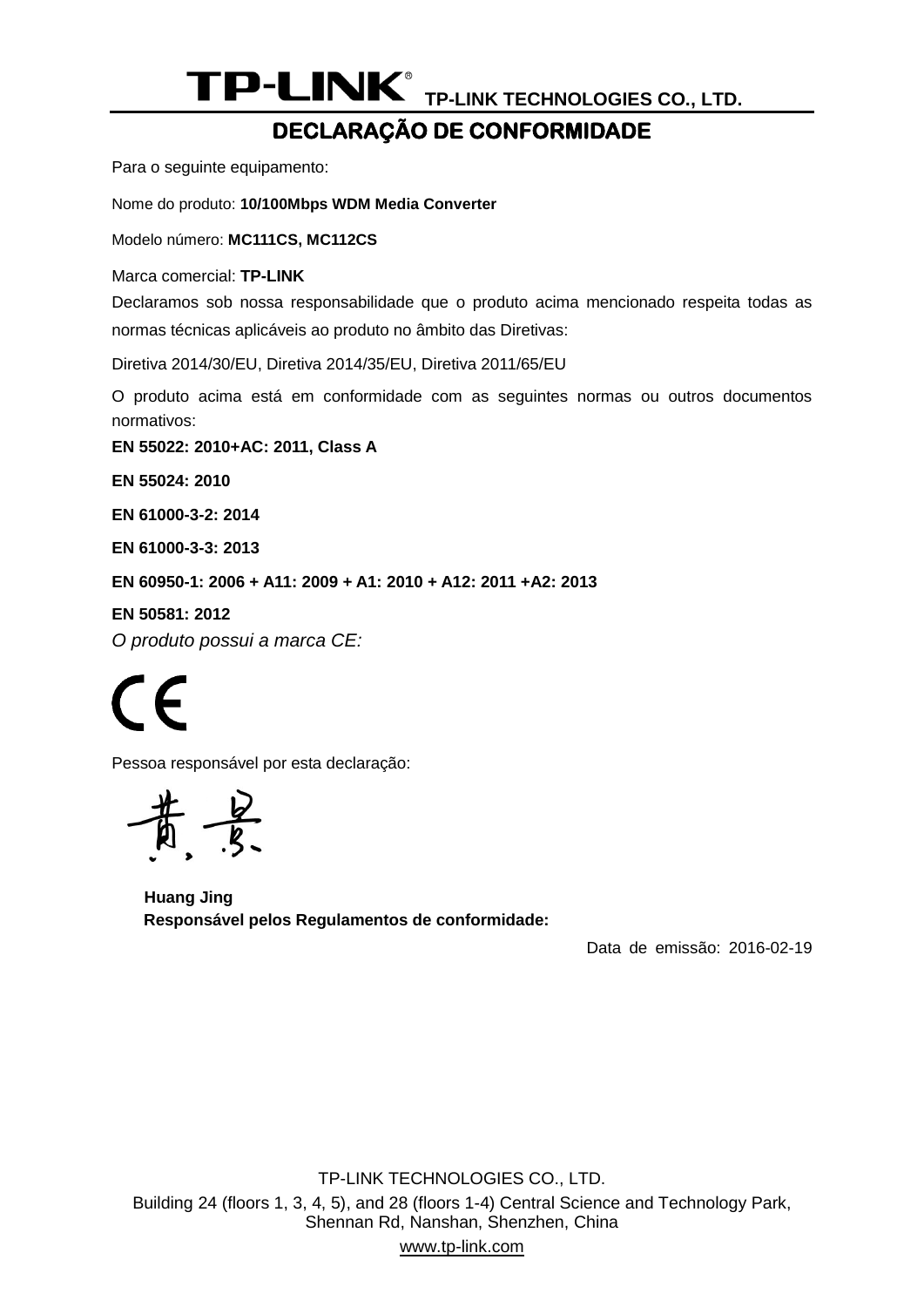**TP-LINK TECHNOLOGIES CO., LTD.**

# DECLARAÇÃO DE CONFORMIDADE

Para o seguinte equipamento:

Nome do produto: **10/100Mbps WDM Media Converter**

Modelo número: **MC111CS, MC112CS**

Marca comercial: **TP-LINK**

Declaramos sob nossa responsabilidade que o produto acima mencionado respeita todas as normas técnicas aplicáveis ao produto no âmbito das Diretivas:

Diretiva 2014/30/EU, Diretiva 2014/35/EU, Diretiva 2011/65/EU

O produto acima está em conformidade com as seguintes normas ou outros documentos normativos:

**EN 55022: 2010+AC: 2011, Class A**

**EN 55024: 2010**

**EN 61000-3-2: 2014**

**EN 61000-3-3: 2013**

**EN 60950-1: 2006 + A11: 2009 + A1: 2010 + A12: 2011 +A2: 2013**

**EN 50581: 2012**

*O produto possui a marca CE:*

Pessoa responsável por esta declaração:

**Huang Jing**
**Responsável pelos Regulamentos de conformidade:**

Data de emissão: 2016-02-19

TP-LINK TECHNOLOGIES CO., LTD.
Building 24 (floors 1, 3, 4, 5), and 28 (floors 1-4) Central Science and Technology Park, Shennan Rd, Nanshan, Shenzhen, China
www.tp-link.com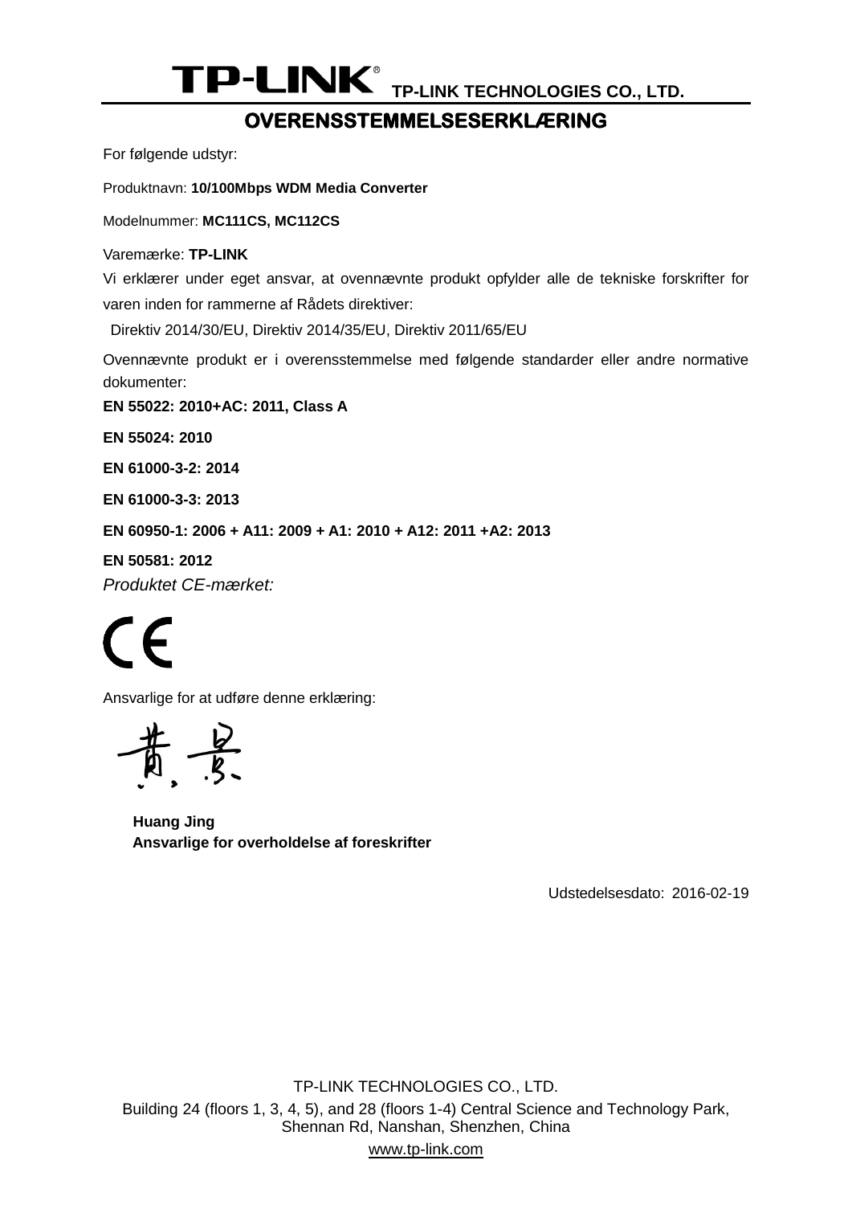**TP-LINK TECHNOLOGIES CO., LTD.**

# OVERENSSTEMMELSESERKLÆRING

For følgende udstyr:

Produktnavn: **10/100Mbps WDM Media Converter**

Modelnummer: **MC111CS, MC112CS**

Varemærke: **TP-LINK**

Vi erklærer under eget ansvar, at ovennævnte produkt opfylder alle de tekniske forskrifter for varen inden for rammerne af Rådets direktiver:

Direktiv 2014/30/EU, Direktiv 2014/35/EU, Direktiv 2011/65/EU

Ovennævnte produkt er i overensstemmelse med følgende standarder eller andre normative dokumenter:

**EN 55022: 2010+AC: 2011, Class A**

**EN 55024: 2010**

**EN 61000-3-2: 2014**

**EN 61000-3-3: 2013**

**EN 60950-1: 2006 + A11: 2009 + A1: 2010 + A12: 2011 +A2: 2013**

**EN 50581: 2012**

*Produktet CE-mærket:*

CE

Ansvarlige for at udføre denne erklæring:

**Huang Jing**
**Ansvarlige for overholdelse af foreskrifter**

Udstedelsesdato: 2016-02-19

TP-LINK TECHNOLOGIES CO., LTD.
Building 24 (floors 1, 3, 4, 5), and 28 (floors 1-4) Central Science and Technology Park, Shennan Rd, Nanshan, Shenzhen, China
www.tp-link.com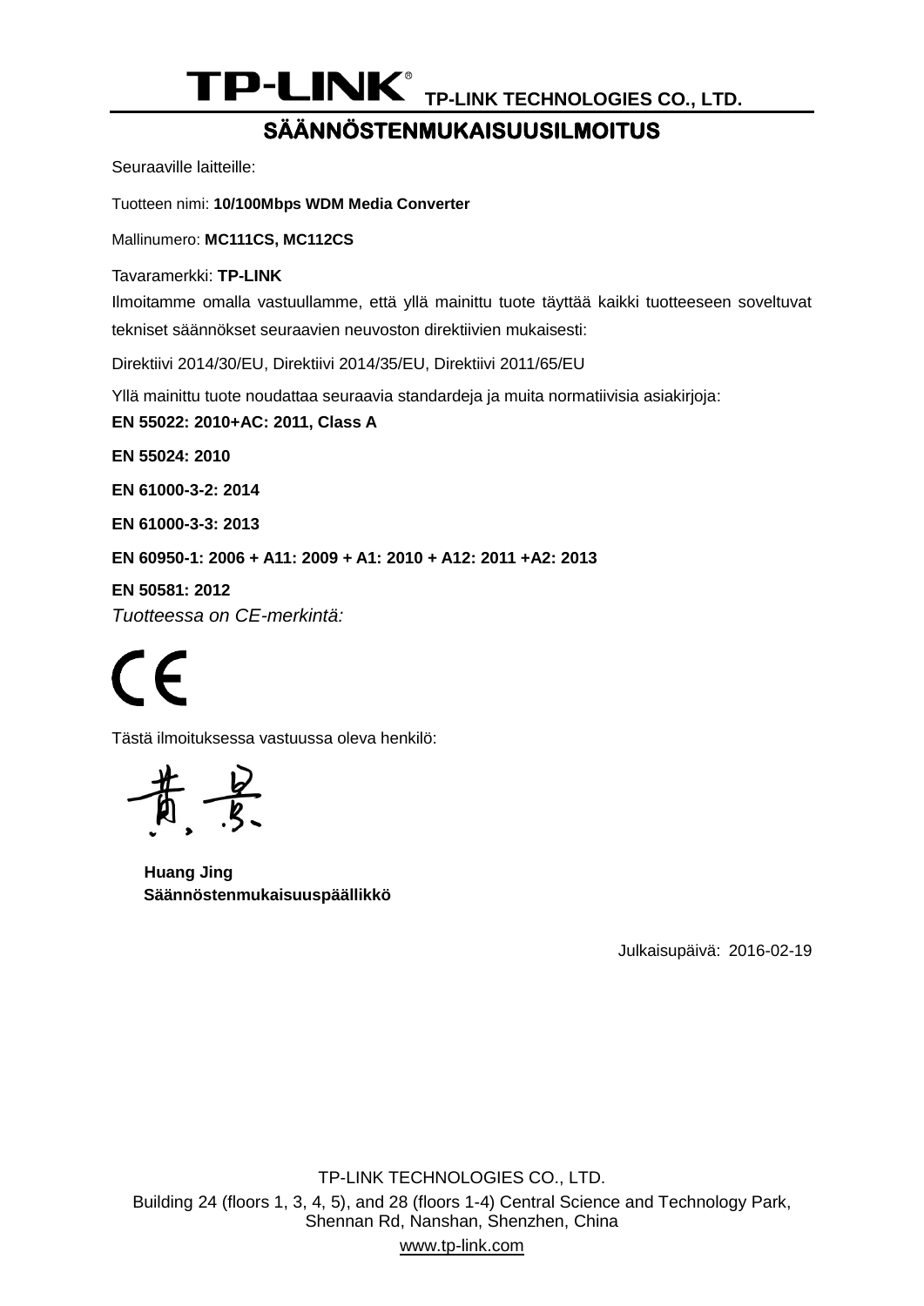**TP-LINK TECHNOLOGIES CO., LTD.**

# SÄÄNNÖSTENMUKAISUUSILMOITUS

Seuraaville laitteille:

Tuotteen nimi: **10/100Mbps WDM Media Converter**

Mallinumero: **MC111CS, MC112CS**

Tavaramerkki: **TP-LINK**

Ilmoitamme omalla vastuullamme, että yllä mainittu tuote täyttää kaikki tuotteeseen soveltuvat tekniset säännökset seuraavien neuvoston direktiivien mukaisesti:

Direktiivi 2014/30/EU, Direktiivi 2014/35/EU, Direktiivi 2011/65/EU

Yllä mainittu tuote noudattaa seuraavia standardeja ja muita normatiivisia asiakirjoja:

**EN 55022: 2010+AC: 2011, Class A**

**EN 55024: 2010**

**EN 61000-3-2: 2014**

**EN 61000-3-3: 2013**

**EN 60950-1: 2006 + A11: 2009 + A1: 2010 + A12: 2011 +A2: 2013**

**EN 50581: 2012**

*Tuotteessa on CE-merkintä:*

CE

Tästä ilmoituksessa vastuussa oleva henkilö:

**Huang Jing**
**Säännöstenmukaisuuspäällikkö**

Julkaisupäivä: 2016-02-19

TP-LINK TECHNOLOGIES CO., LTD.

Building 24 (floors 1, 3, 4, 5), and 28 (floors 1-4) Central Science and Technology Park, Shennan Rd, Nanshan, Shenzhen, China

www.tp-link.com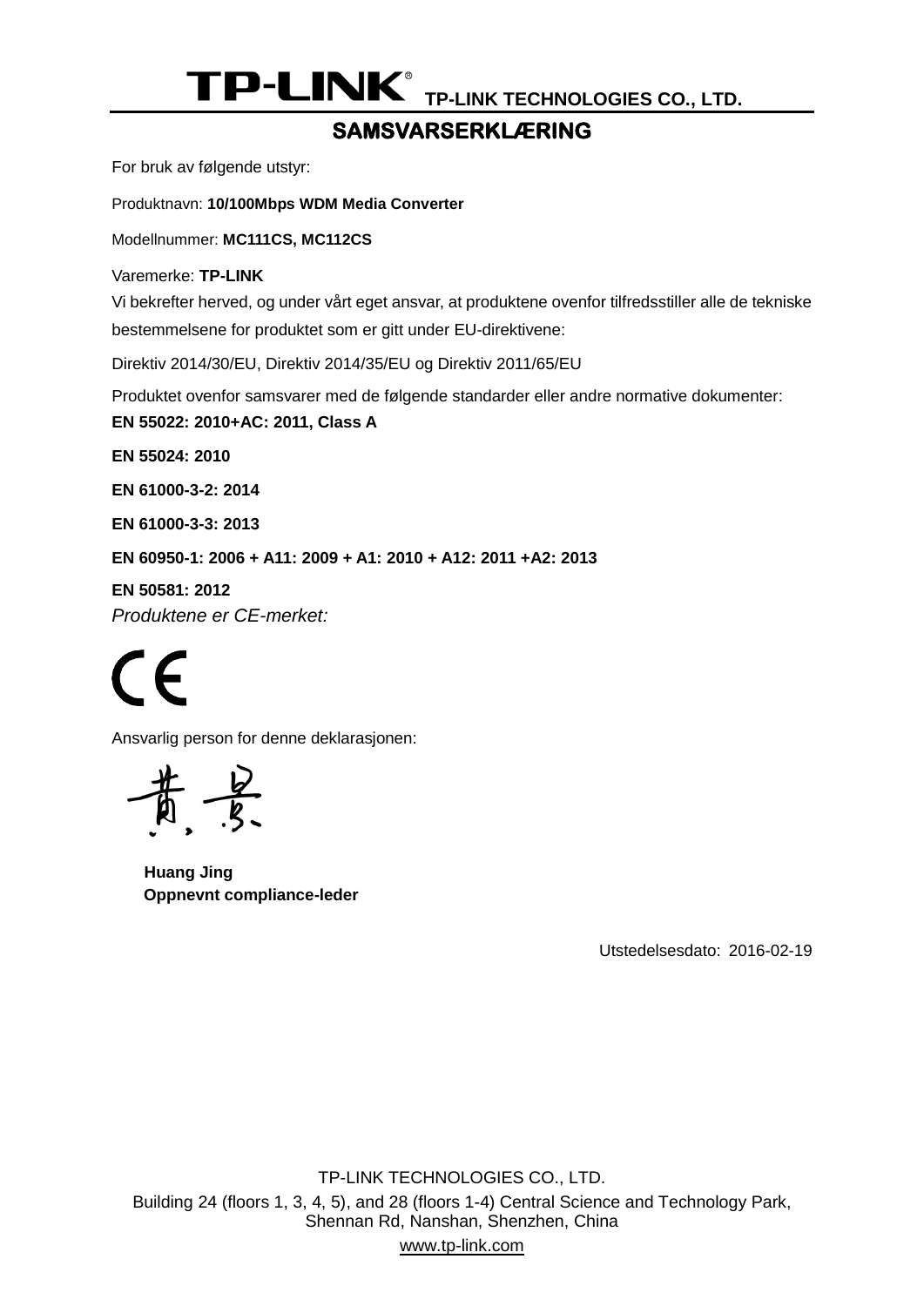**TP-LINK** TP-LINK TECHNOLOGIES CO., LTD.

# SAMSVARSERKLÆRING

For bruk av følgende utstyr:

Produktnavn: **10/100Mbps WDM Media Converter**

Modellnummer: **MC111CS, MC112CS**

Varemerke: **TP-LINK**

Vi bekrefter herved, og under vårt eget ansvar, at produktene ovenfor tilfredsstiller alle de tekniske bestemmelsene for produktet som er gitt under EU-direktivene:

Direktiv 2014/30/EU, Direktiv 2014/35/EU og Direktiv 2011/65/EU

Produktet ovenfor samsvarer med de følgende standarder eller andre normative dokumenter:

**EN 55022: 2010+AC: 2011, Class A**

**EN 55024: 2010**

**EN 61000-3-2: 2014**

**EN 61000-3-3: 2013**

**EN 60950-1: 2006 + A11: 2009 + A1: 2010 + A12: 2011 +A2: 2013**

**EN 50581: 2012**

*Produktene er CE-merket:*

CE

Ansvarlig person for denne deklarasjonen:

黄景

**Huang Jing**
**Oppnevnt compliance-leder**

Utstedelsesdato: 2016-02-19

TP-LINK TECHNOLOGIES CO., LTD.
Building 24 (floors 1, 3, 4, 5), and 28 (floors 1-4) Central Science and Technology Park, Shennan Rd, Nanshan, Shenzhen, China
www.tp-link.com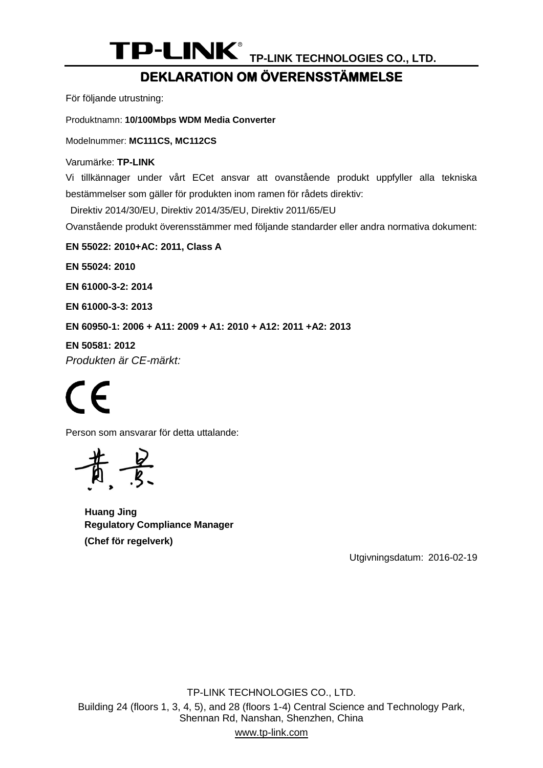**TP-LINK** TP-LINK TECHNOLOGIES CO., LTD.

# DEKLARATION OM ÖVERENSSTÄMMELSE

För följande utrustning:

Produktnamn: **10/100Mbps WDM Media Converter**

Modelnummer: **MC111CS, MC112CS**

Varumärke: **TP-LINK**

Vi tillkännager under vårt ECet ansvar att ovanstående produkt uppfyller alla tekniska bestämmelser som gäller för produkten inom ramen för rådets direktiv:

Direktiv 2014/30/EU, Direktiv 2014/35/EU, Direktiv 2011/65/EU

Ovanstående produkt överensstämmer med följande standarder eller andra normativa dokument:

**EN 55022: 2010+AC: 2011, Class A**

**EN 55024: 2010**

**EN 61000-3-2: 2014**

**EN 61000-3-3: 2013**

**EN 60950-1: 2006 + A11: 2009 + A1: 2010 + A12: 2011 +A2: 2013**

**EN 50581: 2012**

*Produkten är CE-märkt:*

CE

Person som ansvarar för detta uttalande:

黄景

**Huang Jing**
**Regulatory Compliance Manager**
**(Chef för regelverk)**

Utgivningsdatum: 2016-02-19

TP-LINK TECHNOLOGIES CO., LTD.
Building 24 (floors 1, 3, 4, 5), and 28 (floors 1-4) Central Science and Technology Park, Shennan Rd, Nanshan, Shenzhen, China
www.tp-link.com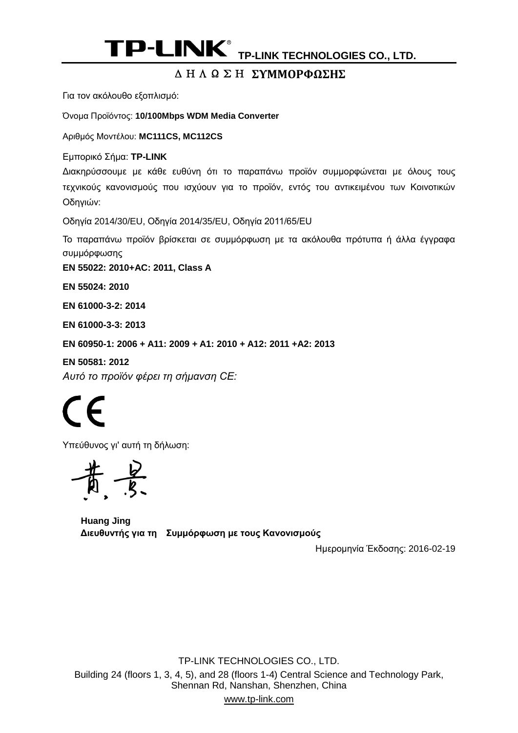**TP-LINK** **TP-LINK TECHNOLOGIES CO., LTD.**

# Δ Η Λ Ω Σ Η ΣΥΜΜΟΡΦΩΣΗΣ

Για τον ακόλουθο εξοπλισμό:

Όνομα Προϊόντος: **10/100Mbps WDM Media Converter**

Αριθμός Μοντέλου: **MC111CS, MC112CS**

Εμπορικό Σήμα: **TP-LINK**

Διακηρύσσουμε με κάθε ευθύνη ότι το παραπάνω προϊόν συμμορφώνεται με όλους τους τεχνικούς κανονισμούς που ισχύουν για το προϊόν, εντός του αντικειμένου των Κοινοτικών Οδηγιών:

Οδηγία 2014/30/EU, Οδηγία 2014/35/EU, Οδηγία 2011/65/EU

Το παραπάνω προϊόν βρίσκεται σε συμμόρφωση με τα ακόλουθα πρότυπα ή άλλα έγγραφα συμμόρφωσης

**EN 55022: 2010+AC: 2011, Class A**

**EN 55024: 2010**

**EN 61000-3-2: 2014**

**EN 61000-3-3: 2013**

**EN 60950-1: 2006 + A11: 2009 + A1: 2010 + A12: 2011 +A2: 2013**

**EN 50581: 2012**

*Αυτό το προϊόν φέρει τη σήμανση CE:*

CE

Υπεύθυνος γι' αυτή τη δήλωση:

黄景

**Huang Jing**
**Διευθυντής για τη Συμμόρφωση με τους Κανονισμούς**

Ημερομηνία Έκδοσης: 2016-02-19

TP-LINK TECHNOLOGIES CO., LTD.

Building 24 (floors 1, 3, 4, 5), and 28 (floors 1-4) Central Science and Technology Park, Shennan Rd, Nanshan, Shenzhen, China

www.tp-link.com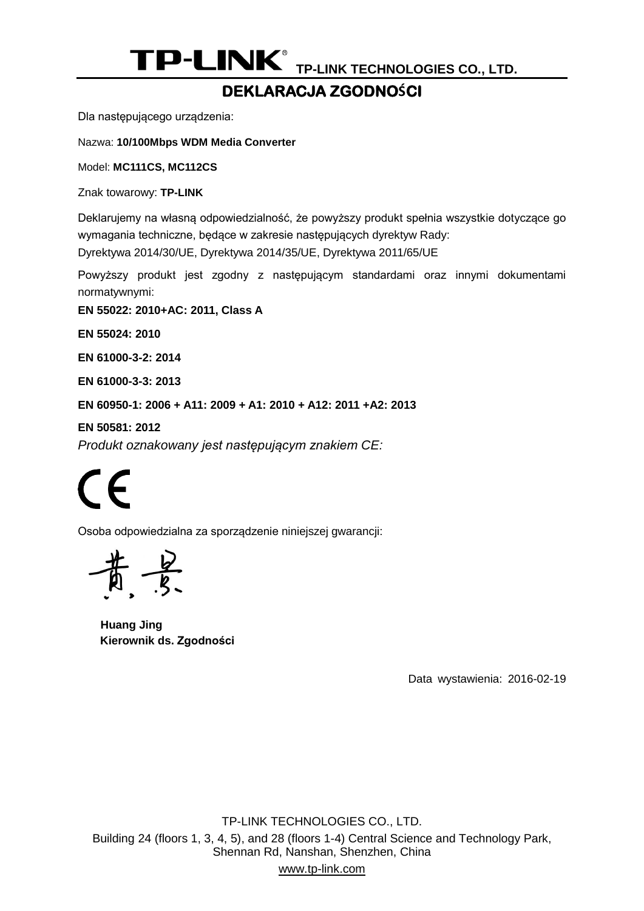**TP-LINK** TP-LINK TECHNOLOGIES CO., LTD.

# DEKLARACJA ZGODNOŚCI

Dla następującego urządzenia:

Nazwa: **10/100Mbps WDM Media Converter**

Model: **MC111CS, MC112CS**

Znak towarowy: **TP-LINK**

Deklarujemy na własną odpowiedzialność, że powyższy produkt spełnia wszystkie dotyczące go wymagania techniczne, będące w zakresie następujących dyrektyw Rady:
Dyrektywa 2014/30/UE, Dyrektywa 2014/35/UE, Dyrektywa 2011/65/UE

Powyższy produkt jest zgodny z następującym standardami oraz innymi dokumentami normatywnymi:

**EN 55022: 2010+AC: 2011, Class A**

**EN 55024: 2010**

**EN 61000-3-2: 2014**

**EN 61000-3-3: 2013**

**EN 60950-1: 2006 + A11: 2009 + A1: 2010 + A12: 2011 +A2: 2013**

**EN 50581: 2012**

*Produkt oznakowany jest następującym znakiem CE:*

CE

Osoba odpowiedzialna za sporządzenie niniejszej gwarancji:

黄景

**Huang Jing**
**Kierownik ds. Zgodności**

Data wystawienia: 2016-02-19

TP-LINK TECHNOLOGIES CO., LTD.
Building 24 (floors 1, 3, 4, 5), and 28 (floors 1-4) Central Science and Technology Park, Shennan Rd, Nanshan, Shenzhen, China
www.tp-link.com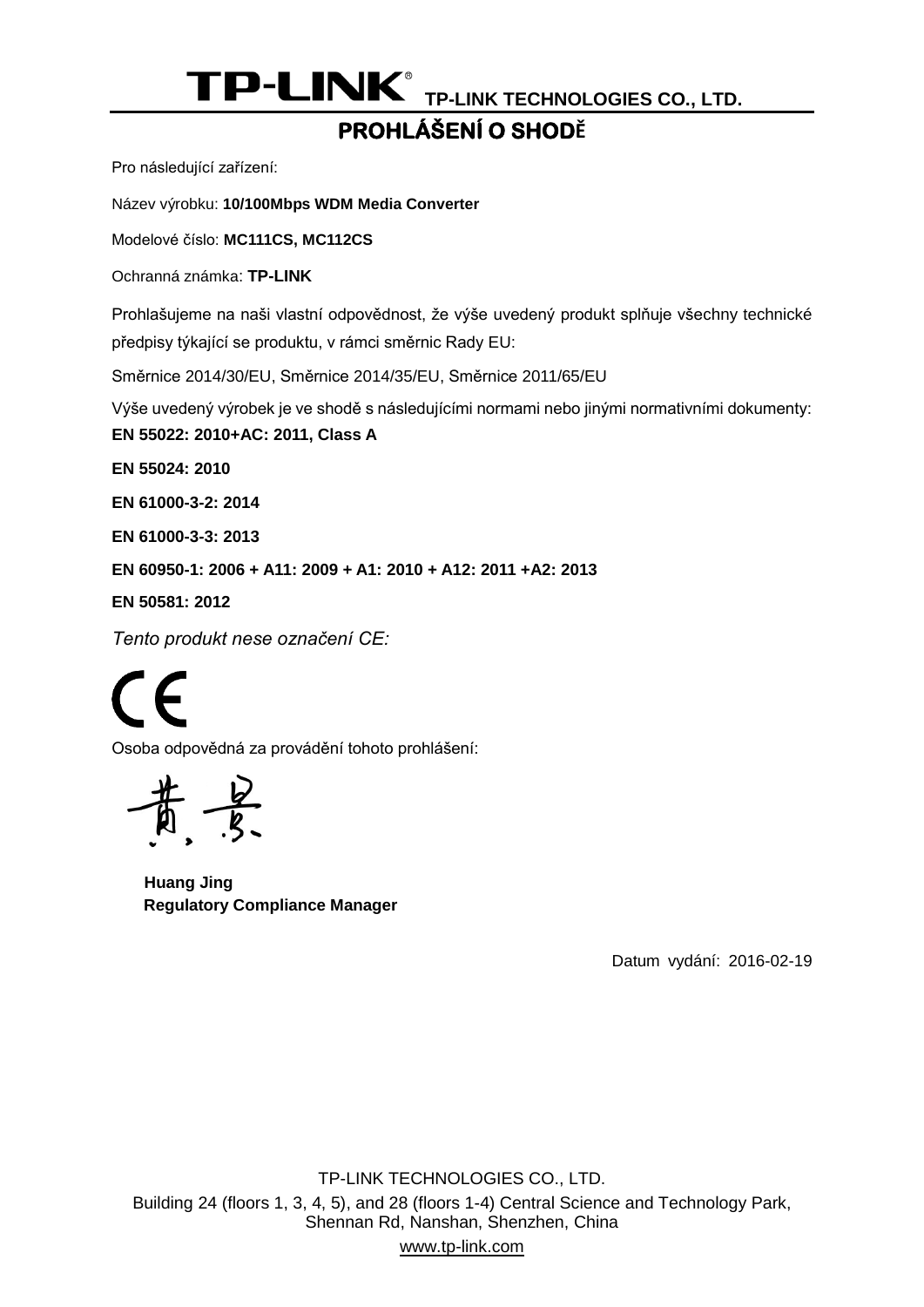**TP-LINK** TP-LINK TECHNOLOGIES CO., LTD.

# PROHLÁŠENÍ O SHODĚ

Pro následující zařízení:

Název výrobku: **10/100Mbps WDM Media Converter**

Modelové číslo: **MC111CS, MC112CS**

Ochranná známka: **TP-LINK**

Prohlašujeme na naši vlastní odpovědnost, že výše uvedený produkt splňuje všechny technické předpisy týkající se produktu, v rámci směrnic Rady EU:

Směrnice 2014/30/EU, Směrnice 2014/35/EU, Směrnice 2011/65/EU

Výše uvedený výrobek je ve shodě s následujícími normami nebo jinými normativními dokumenty:

**EN 55022: 2010+AC: 2011, Class A**

**EN 55024: 2010**

**EN 61000-3-2: 2014**

**EN 61000-3-3: 2013**

**EN 60950-1: 2006 + A11: 2009 + A1: 2010 + A12: 2011 +A2: 2013**

**EN 50581: 2012**

*Tento produkt nese označení CE:*

CE

Osoba odpovědná za provádění tohoto prohlášení:

黄景

**Huang Jing**
**Regulatory Compliance Manager**

Datum vydání: 2016-02-19

TP-LINK TECHNOLOGIES CO., LTD.
Building 24 (floors 1, 3, 4, 5), and 28 (floors 1-4) Central Science and Technology Park, Shennan Rd, Nanshan, Shenzhen, China
www.tp-link.com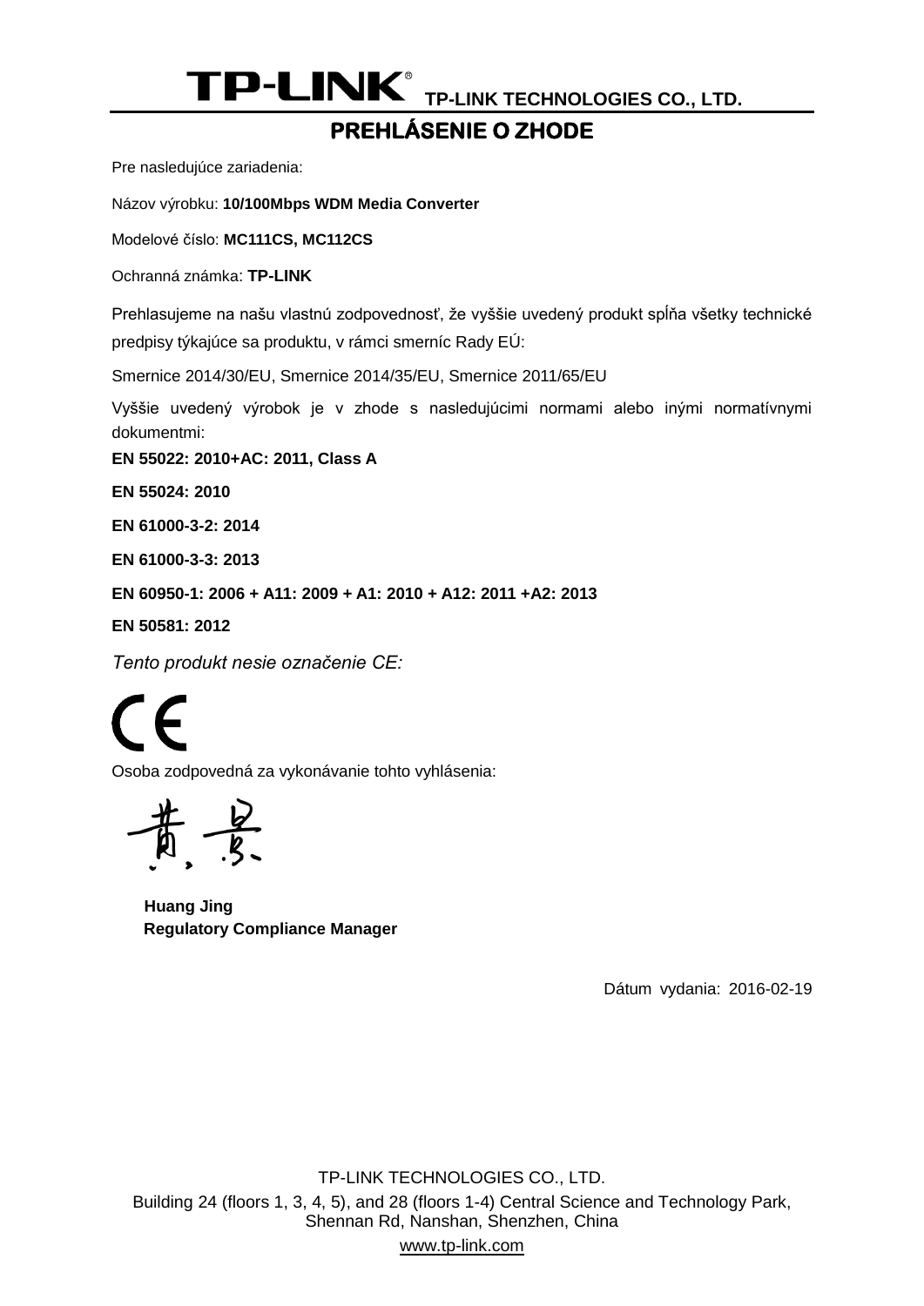TP-LINK® **TP-LINK TECHNOLOGIES CO., LTD.**

# PREHLÁSENIE O ZHODE

Pre nasledujúce zariadenia:

Názov výrobku: **10/100Mbps WDM Media Converter**

Modelové číslo: **MC111CS, MC112CS**

Ochranná známka: **TP-LINK**

Prehlasujeme na našu vlastnú zodpovednosť, že vyššie uvedený produkt spĺňa všetky technické predpisy týkajúce sa produktu, v rámci smerníc Rady EÚ:

Smernice 2014/30/EU, Smernice 2014/35/EU, Smernice 2011/65/EU

Vyššie uvedený výrobok je v zhode s nasledujúcimi normami alebo inými normatívnymi dokumentmi:

**EN 55022: 2010+AC: 2011, Class A**

**EN 55024: 2010**

**EN 61000-3-2: 2014**

**EN 61000-3-3: 2013**

**EN 60950-1: 2006 + A11: 2009 + A1: 2010 + A12: 2011 +A2: 2013**

**EN 50581: 2012**

*Tento produkt nesie označenie CE:*

CE

Osoba zodpovedná za vykonávanie tohto vyhlásenia:

黄景

**Huang Jing**
**Regulatory Compliance Manager**

Dátum vydania: 2016-02-19

TP-LINK TECHNOLOGIES CO., LTD.
Building 24 (floors 1, 3, 4, 5), and 28 (floors 1-4) Central Science and Technology Park, Shennan Rd, Nanshan, Shenzhen, China
www.tp-link.com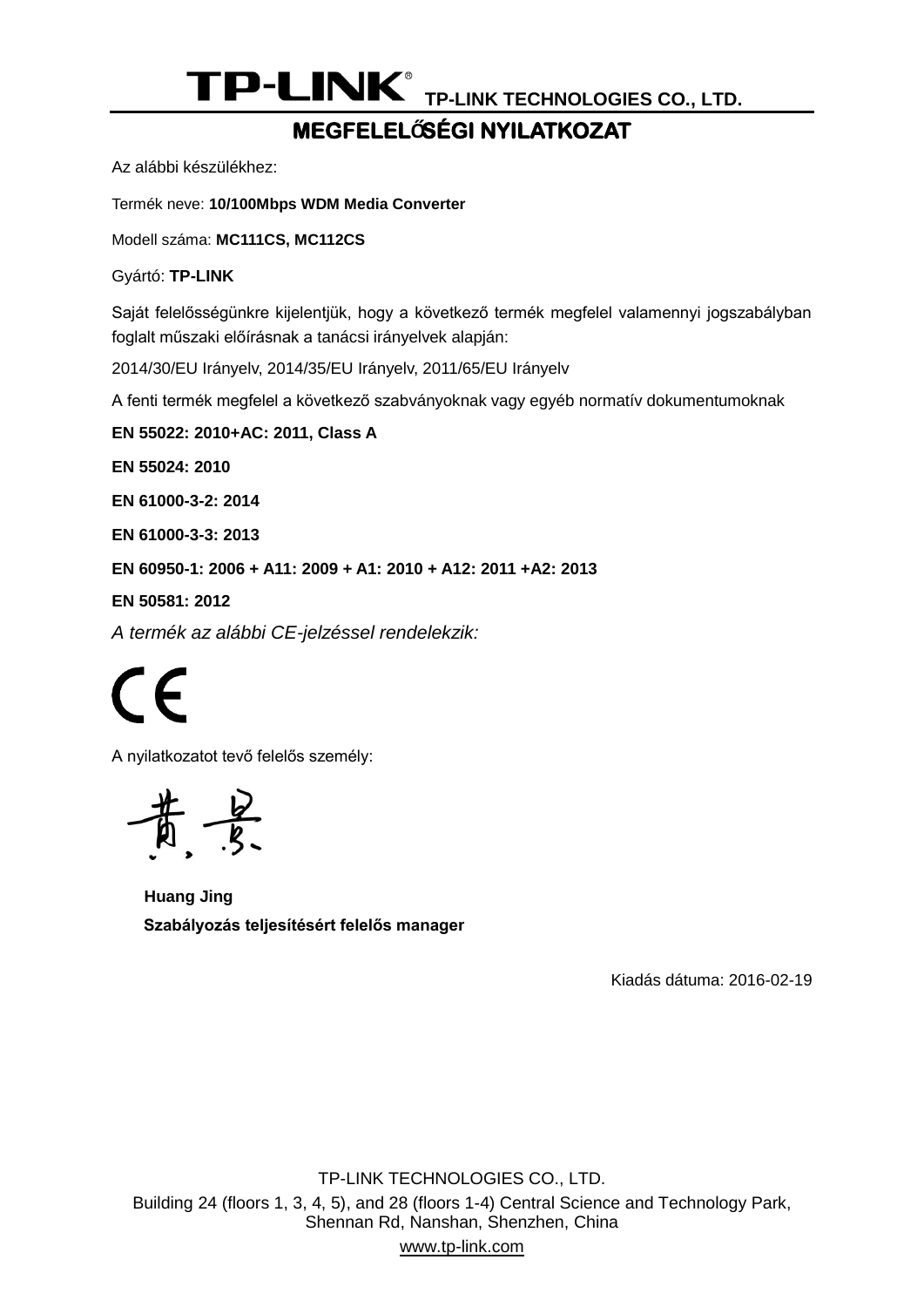TP-LINK TECHNOLOGIES CO., LTD.

# MEGFELELŐSÉGI NYILATKOZAT

Az alábbi készülékhez:

Termék neve: **10/100Mbps WDM Media Converter**

Modell száma: **MC111CS, MC112CS**

Gyártó: **TP-LINK**

Saját felelősségünkre kijelentjük, hogy a következő termék megfelel valamennyi jogszabályban foglalt műszaki előírásnak a tanácsi irányelvek alapján:

2014/30/EU Irányelv, 2014/35/EU Irányelv, 2011/65/EU Irányelv

A fenti termék megfelel a következő szabványoknak vagy egyéb normatív dokumentumoknak

**EN 55022: 2010+AC: 2011, Class A**

**EN 55024: 2010**

**EN 61000-3-2: 2014**

**EN 61000-3-3: 2013**

**EN 60950-1: 2006 + A11: 2009 + A1: 2010 + A12: 2011 +A2: 2013**

**EN 50581: 2012**

*A termék az alábbi CE-jelzéssel rendelekzik:*

CE

A nyilatkozatot tevő felelős személy:

**Huang Jing**
**Szabályozás teljesítésért felelős manager**

Kiadás dátuma: 2016-02-19

TP-LINK TECHNOLOGIES CO., LTD.
Building 24 (floors 1, 3, 4, 5), and 28 (floors 1-4) Central Science and Technology Park, Shennan Rd, Nanshan, Shenzhen, China
www.tp-link.com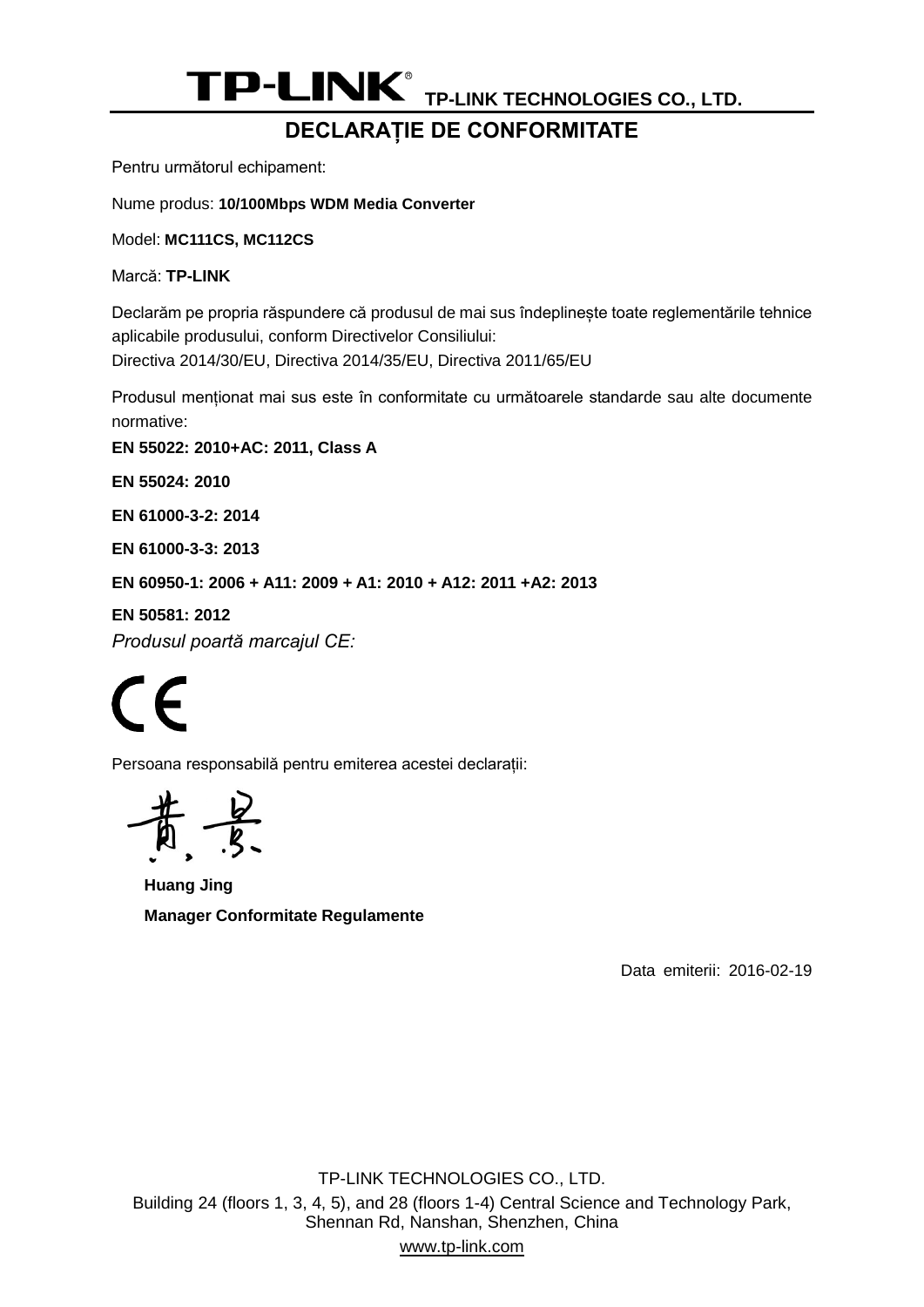**TP-LINK TECHNOLOGIES CO., LTD.**

# DECLARAȚIE DE CONFORMITATE

Pentru următorul echipament:

Nume produs: **10/100Mbps WDM Media Converter**

Model: **MC111CS, MC112CS**

Marcă: **TP-LINK**

Declarăm pe propria răspundere că produsul de mai sus îndeplinește toate reglementările tehnice aplicabile produsului, conform Directivelor Consiliului:
Directiva 2014/30/EU, Directiva 2014/35/EU, Directiva 2011/65/EU

Produsul menționat mai sus este în conformitate cu următoarele standarde sau alte documente normative:

**EN 55022: 2010+AC: 2011, Class A**

**EN 55024: 2010**

**EN 61000-3-2: 2014**

**EN 61000-3-3: 2013**

**EN 60950-1: 2006 + A11: 2009 + A1: 2010 + A12: 2011 +A2: 2013**

**EN 50581: 2012**

*Produsul poartă marcajul CE:*

CE

Persoana responsabilă pentru emiterea acestei declarații:

**Huang Jing**
**Manager Conformitate Regulamente**

Data emiterii: 2016-02-19

TP-LINK TECHNOLOGIES CO., LTD.
Building 24 (floors 1, 3, 4, 5), and 28 (floors 1-4) Central Science and Technology Park, Shennan Rd, Nanshan, Shenzhen, China
www.tp-link.com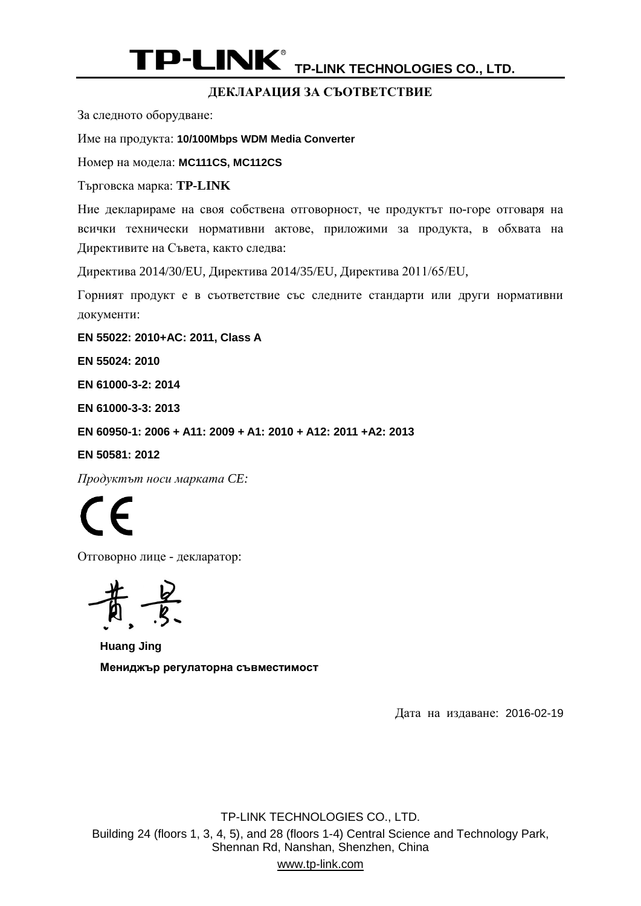**TP-LINK TECHNOLOGIES CO., LTD.**

## ДЕКЛАРАЦИЯ ЗА СЪОТВЕТСТВИЕ

За следното оборудване:

Име на продукта: **10/100Mbps WDM Media Converter**

Номер на модела: **MC111CS, MC112CS**

Търговска марка: **TP-LINK**

Ние декларираме на своя собствена отговорност, че продуктът по-горе отговаря на всички технически нормативни актове, приложими за продукта, в обхвата на Директивите на Съвета, както следва:

Директива 2014/30/EU, Директива 2014/35/EU, Директива 2011/65/EU,

Горният продукт е в съответствие със следните стандарти или други нормативни документи:

**EN 55022: 2010+AC: 2011, Class A**

**EN 55024: 2010**

**EN 61000-3-2: 2014**

**EN 61000-3-3: 2013**

**EN 60950-1: 2006 + A11: 2009 + A1: 2010 + A12: 2011 +A2: 2013**

**EN 50581: 2012**

*Продуктът носи марката CE:*

CE

Отговорно лице - декларатор:

**Huang Jing**

**Мениджър регулаторна съвместимост**

Дата на издаване: 2016-02-19

TP-LINK TECHNOLOGIES CO., LTD.

Building 24 (floors 1, 3, 4, 5), and 28 (floors 1-4) Central Science and Technology Park, Shennan Rd, Nanshan, Shenzhen, China

www.tp-link.com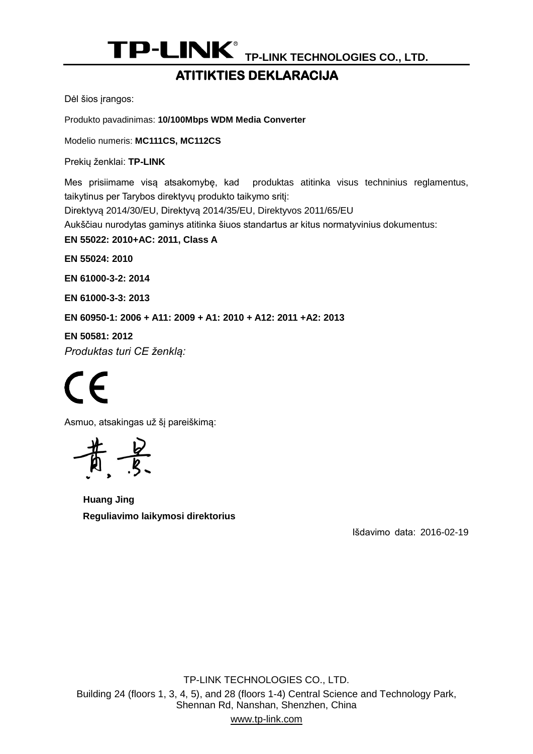**TP-LINK TECHNOLOGIES CO., LTD.**

# ATITIKTIES DEKLARACIJA

Dėl šios įrangos:

Produkto pavadinimas: **10/100Mbps WDM Media Converter**

Modelio numeris: **MC111CS, MC112CS**

Prekių ženklai: **TP-LINK**

Mes prisiimame visą atsakomybę, kad produktas atitinka visus techninius reglamentus, taikytinus per Tarybos direktyvų produkto taikymo sritį:

Direktyvą 2014/30/EU, Direktyvą 2014/35/EU, Direktyvos 2011/65/EU

Aukščiau nurodytas gaminys atitinka šiuos standartus ar kitus normatyvinius dokumentus:

**EN 55022: 2010+AC: 2011, Class A**

**EN 55024: 2010**

**EN 61000-3-2: 2014**

**EN 61000-3-3: 2013**

**EN 60950-1: 2006 + A11: 2009 + A1: 2010 + A12: 2011 +A2: 2013**

**EN 50581: 2012**

*Produktas turi CE ženklą:*

CE

Asmuo, atsakingas už šį pareiškimą:

**Huang Jing**

**Reguliavimo laikymosi direktorius**

Išdavimo data: 2016-02-19

TP-LINK TECHNOLOGIES CO., LTD.

Building 24 (floors 1, 3, 4, 5), and 28 (floors 1-4) Central Science and Technology Park, Shennan Rd, Nanshan, Shenzhen, China

www.tp-link.com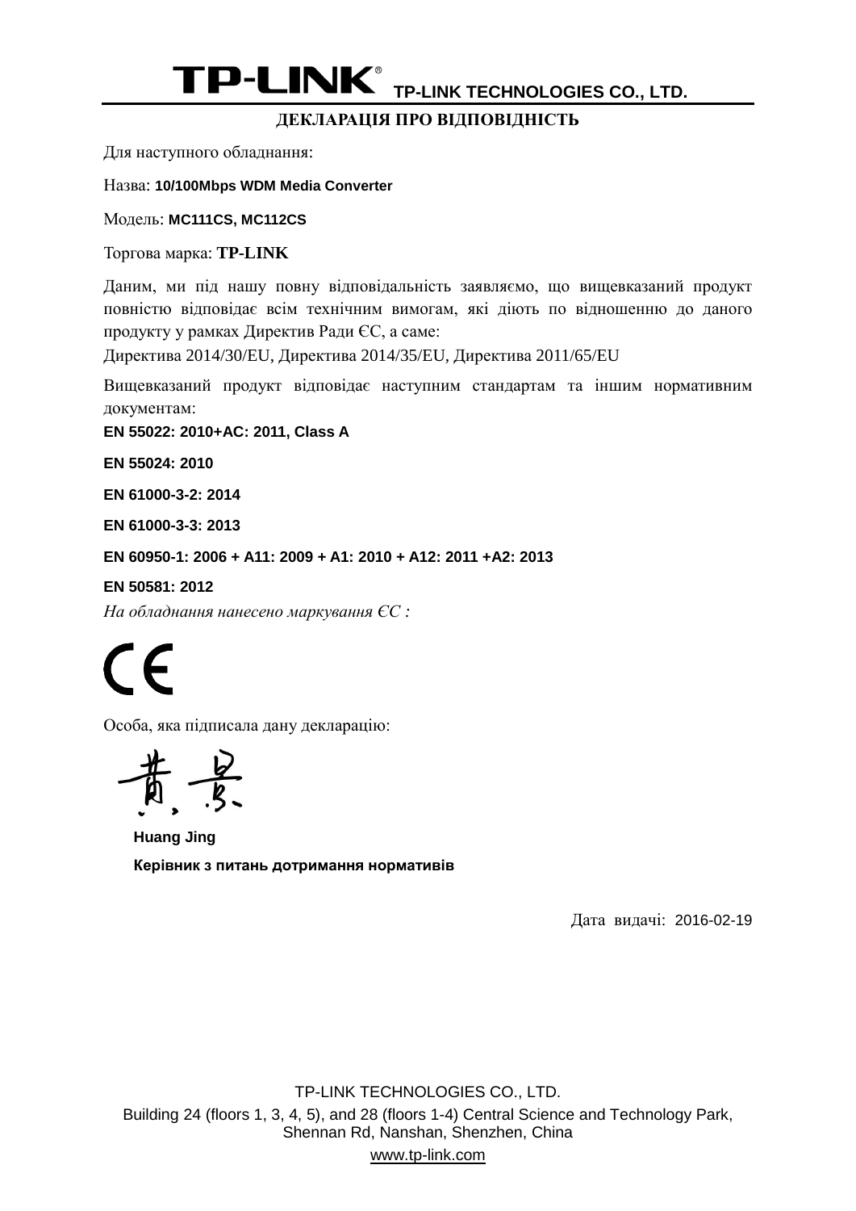**TP-LINK TECHNOLOGIES CO., LTD.**

## ДЕКЛАРАЦІЯ ПРО ВІДПОВІДНІСТЬ

Для наступного обладнання:

Назва: **10/100Mbps WDM Media Converter**

Модель: **MC111CS, MC112CS**

Торгова марка: **TP-LINK**

Даним, ми під нашу повну відповідальність заявляємо, що вищевказаний продукт повністю відповідає всім технічним вимогам, які діють по відношенню до даного продукту у рамках Директив Ради ЄС, а саме:

Директива 2014/30/EU, Директива 2014/35/EU, Директива 2011/65/EU

Вищевказаний продукт відповідає наступним стандартам та іншим нормативним документам:

**EN 55022: 2010+AC: 2011, Class A**

**EN 55024: 2010**

**EN 61000-3-2: 2014**

**EN 61000-3-3: 2013**

**EN 60950-1: 2006 + A11: 2009 + A1: 2010 + A12: 2011 +A2: 2013**

**EN 50581: 2012**

*На обладнання нанесено маркування ЄС :*

CE

Особа, яка підписала дану декларацію:

黄景

**Huang Jing**

**Керівник з питань дотримання нормативів**

Дата видачі: 2016-02-19

TP-LINK TECHNOLOGIES CO., LTD.

Building 24 (floors 1, 3, 4, 5), and 28 (floors 1-4) Central Science and Technology Park, Shennan Rd, Nanshan, Shenzhen, China

www.tp-link.com